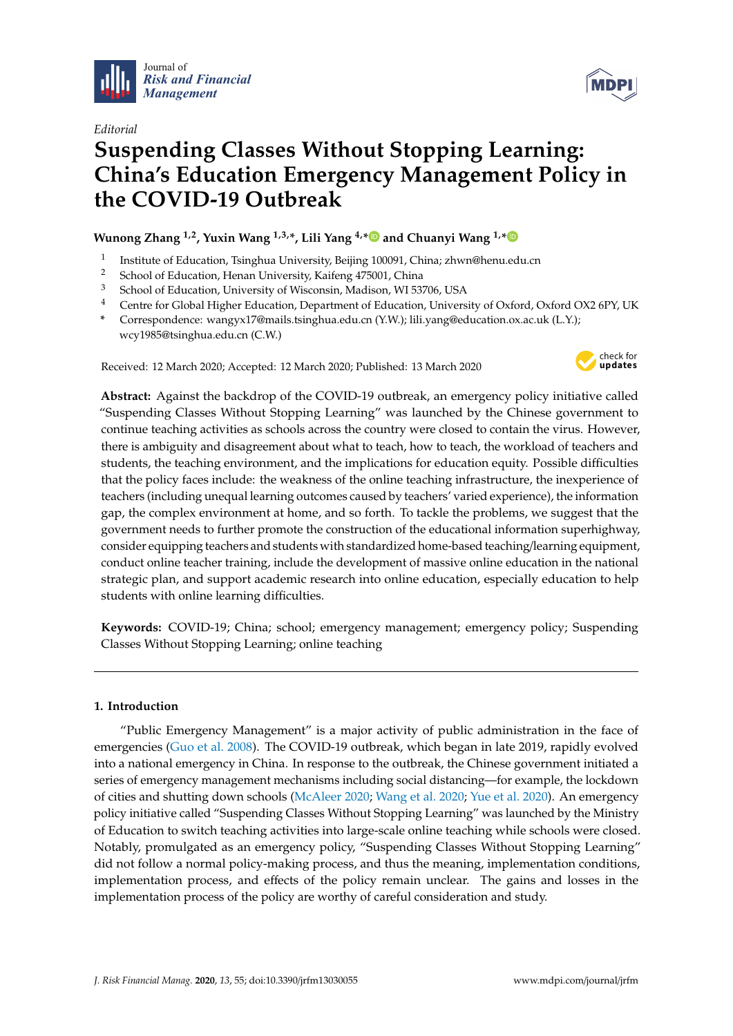*Editorial*

# Suspending Classes Without Stopping Learning: China's Education Emergency Management Policy in the COVID-19 Outbreak

**Wunong Zhang [1,2], Yuxin Wang [1,3,*], Lili Yang [4,*] and Chuanyi Wang [1,*]**

[1] Institute of Education, Tsinghua University, Beijing 100091, China; zhwn@henu.edu.cn
[2] School of Education, Henan University, Kaifeng 475001, China
[3] School of Education, University of Wisconsin, Madison, WI 53706, USA
[4] Centre for Global Higher Education, Department of Education, University of Oxford, Oxford OX2 6PY, UK
[*] Correspondence: wangyx17@mails.tsinghua.edu.cn (Y.W.); lili.yang@education.ox.ac.uk (L.Y.); wcy1985@tsinghua.edu.cn (C.W.)

Received: 12 March 2020; Accepted: 12 March 2020; Published: 13 March 2020

**Abstract:** Against the backdrop of the COVID-19 outbreak, an emergency policy initiative called "Suspending Classes Without Stopping Learning" was launched by the Chinese government to continue teaching activities as schools across the country were closed to contain the virus. However, there is ambiguity and disagreement about what to teach, how to teach, the workload of teachers and students, the teaching environment, and the implications for education equity. Possible difficulties that the policy faces include: the weakness of the online teaching infrastructure, the inexperience of teachers (including unequal learning outcomes caused by teachers' varied experience), the information gap, the complex environment at home, and so forth. To tackle the problems, we suggest that the government needs to further promote the construction of the educational information superhighway, consider equipping teachers and students with standardized home-based teaching/learning equipment, conduct online teacher training, include the development of massive online education in the national strategic plan, and support academic research into online education, especially education to help students with online learning difficulties.

**Keywords:** COVID-19; China; school; emergency management; emergency policy; Suspending Classes Without Stopping Learning; online teaching

## 1. Introduction

"Public Emergency Management" is a major activity of public administration in the face of emergencies (Guo et al. 2008). The COVID-19 outbreak, which began in late 2019, rapidly evolved into a national emergency in China. In response to the outbreak, the Chinese government initiated a series of emergency management mechanisms including social distancing—for example, the lockdown of cities and shutting down schools (McAleer 2020; Wang et al. 2020; Yue et al. 2020). An emergency policy initiative called "Suspending Classes Without Stopping Learning" was launched by the Ministry of Education to switch teaching activities into large-scale online teaching while schools were closed. Notably, promulgated as an emergency policy, "Suspending Classes Without Stopping Learning" did not follow a normal policy-making process, and thus the meaning, implementation conditions, implementation process, and effects of the policy remain unclear. The gains and losses in the implementation process of the policy are worthy of careful consideration and study.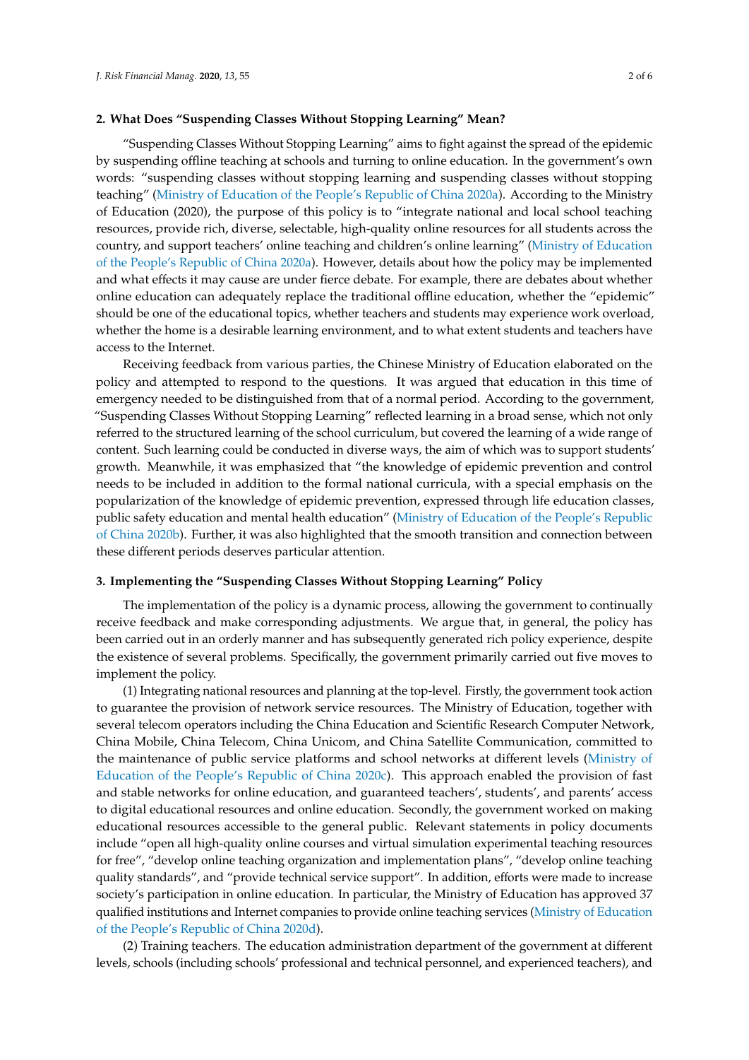## 2. What Does "Suspending Classes Without Stopping Learning" Mean?

"Suspending Classes Without Stopping Learning" aims to fight against the spread of the epidemic by suspending offline teaching at schools and turning to online education. In the government's own words: "suspending classes without stopping learning and suspending classes without stopping teaching" (Ministry of Education of the People's Republic of China 2020a). According to the Ministry of Education (2020), the purpose of this policy is to "integrate national and local school teaching resources, provide rich, diverse, selectable, high-quality online resources for all students across the country, and support teachers' online teaching and children's online learning" (Ministry of Education of the People's Republic of China 2020a). However, details about how the policy may be implemented and what effects it may cause are under fierce debate. For example, there are debates about whether online education can adequately replace the traditional offline education, whether the "epidemic" should be one of the educational topics, whether teachers and students may experience work overload, whether the home is a desirable learning environment, and to what extent students and teachers have access to the Internet.

Receiving feedback from various parties, the Chinese Ministry of Education elaborated on the policy and attempted to respond to the questions. It was argued that education in this time of emergency needed to be distinguished from that of a normal period. According to the government, "Suspending Classes Without Stopping Learning" reflected learning in a broad sense, which not only referred to the structured learning of the school curriculum, but covered the learning of a wide range of content. Such learning could be conducted in diverse ways, the aim of which was to support students' growth. Meanwhile, it was emphasized that "the knowledge of epidemic prevention and control needs to be included in addition to the formal national curricula, with a special emphasis on the popularization of the knowledge of epidemic prevention, expressed through life education classes, public safety education and mental health education" (Ministry of Education of the People's Republic of China 2020b). Further, it was also highlighted that the smooth transition and connection between these different periods deserves particular attention.

## 3. Implementing the "Suspending Classes Without Stopping Learning" Policy

The implementation of the policy is a dynamic process, allowing the government to continually receive feedback and make corresponding adjustments. We argue that, in general, the policy has been carried out in an orderly manner and has subsequently generated rich policy experience, despite the existence of several problems. Specifically, the government primarily carried out five moves to implement the policy.

(1) Integrating national resources and planning at the top-level. Firstly, the government took action to guarantee the provision of network service resources. The Ministry of Education, together with several telecom operators including the China Education and Scientific Research Computer Network, China Mobile, China Telecom, China Unicom, and China Satellite Communication, committed to the maintenance of public service platforms and school networks at different levels (Ministry of Education of the People's Republic of China 2020c). This approach enabled the provision of fast and stable networks for online education, and guaranteed teachers', students', and parents' access to digital educational resources and online education. Secondly, the government worked on making educational resources accessible to the general public. Relevant statements in policy documents include "open all high-quality online courses and virtual simulation experimental teaching resources for free", "develop online teaching organization and implementation plans", "develop online teaching quality standards", and "provide technical service support". In addition, efforts were made to increase society's participation in online education. In particular, the Ministry of Education has approved 37 qualified institutions and Internet companies to provide online teaching services (Ministry of Education of the People's Republic of China 2020d).

(2) Training teachers. The education administration department of the government at different levels, schools (including schools' professional and technical personnel, and experienced teachers), and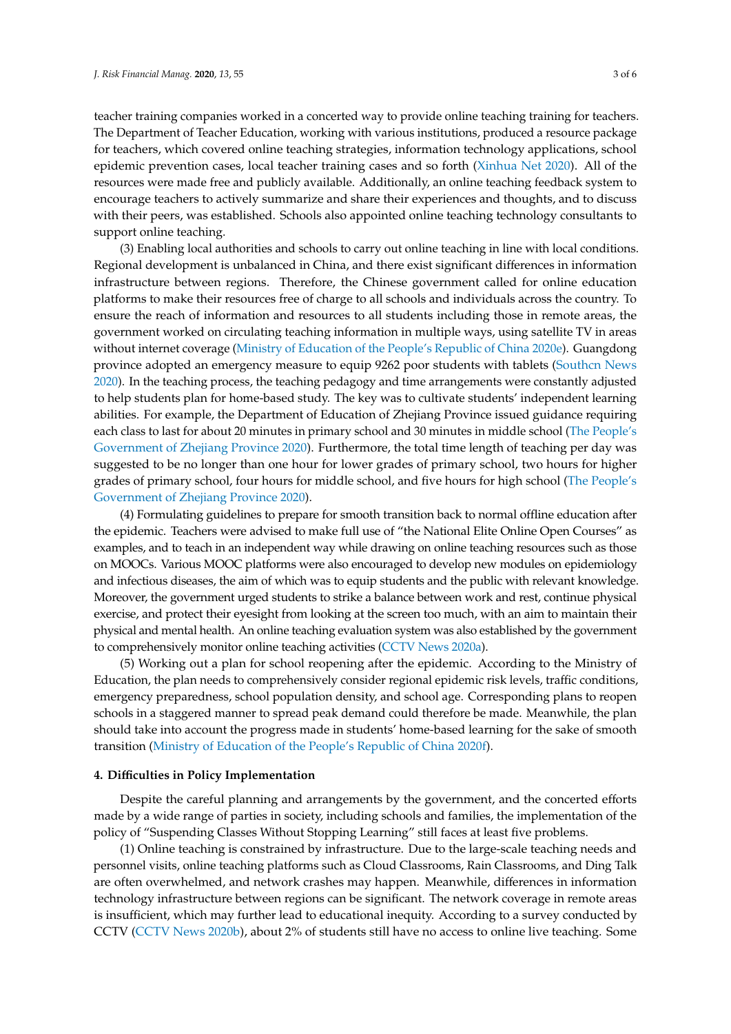teacher training companies worked in a concerted way to provide online teaching training for teachers. The Department of Teacher Education, working with various institutions, produced a resource package for teachers, which covered online teaching strategies, information technology applications, school epidemic prevention cases, local teacher training cases and so forth (Xinhua Net 2020). All of the resources were made free and publicly available. Additionally, an online teaching feedback system to encourage teachers to actively summarize and share their experiences and thoughts, and to discuss with their peers, was established. Schools also appointed online teaching technology consultants to support online teaching.

(3) Enabling local authorities and schools to carry out online teaching in line with local conditions. Regional development is unbalanced in China, and there exist significant differences in information infrastructure between regions. Therefore, the Chinese government called for online education platforms to make their resources free of charge to all schools and individuals across the country. To ensure the reach of information and resources to all students including those in remote areas, the government worked on circulating teaching information in multiple ways, using satellite TV in areas without internet coverage (Ministry of Education of the People's Republic of China 2020e). Guangdong province adopted an emergency measure to equip 9262 poor students with tablets (Southcn News 2020). In the teaching process, the teaching pedagogy and time arrangements were constantly adjusted to help students plan for home-based study. The key was to cultivate students' independent learning abilities. For example, the Department of Education of Zhejiang Province issued guidance requiring each class to last for about 20 minutes in primary school and 30 minutes in middle school (The People's Government of Zhejiang Province 2020). Furthermore, the total time length of teaching per day was suggested to be no longer than one hour for lower grades of primary school, two hours for higher grades of primary school, four hours for middle school, and five hours for high school (The People's Government of Zhejiang Province 2020).

(4) Formulating guidelines to prepare for smooth transition back to normal offline education after the epidemic. Teachers were advised to make full use of "the National Elite Online Open Courses" as examples, and to teach in an independent way while drawing on online teaching resources such as those on MOOCs. Various MOOC platforms were also encouraged to develop new modules on epidemiology and infectious diseases, the aim of which was to equip students and the public with relevant knowledge. Moreover, the government urged students to strike a balance between work and rest, continue physical exercise, and protect their eyesight from looking at the screen too much, with an aim to maintain their physical and mental health. An online teaching evaluation system was also established by the government to comprehensively monitor online teaching activities (CCTV News 2020a).

(5) Working out a plan for school reopening after the epidemic. According to the Ministry of Education, the plan needs to comprehensively consider regional epidemic risk levels, traffic conditions, emergency preparedness, school population density, and school age. Corresponding plans to reopen schools in a staggered manner to spread peak demand could therefore be made. Meanwhile, the plan should take into account the progress made in students' home-based learning for the sake of smooth transition (Ministry of Education of the People's Republic of China 2020f).

## 4. Difficulties in Policy Implementation

Despite the careful planning and arrangements by the government, and the concerted efforts made by a wide range of parties in society, including schools and families, the implementation of the policy of "Suspending Classes Without Stopping Learning" still faces at least five problems.

(1) Online teaching is constrained by infrastructure. Due to the large-scale teaching needs and personnel visits, online teaching platforms such as Cloud Classrooms, Rain Classrooms, and Ding Talk are often overwhelmed, and network crashes may happen. Meanwhile, differences in information technology infrastructure between regions can be significant. The network coverage in remote areas is insufficient, which may further lead to educational inequity. According to a survey conducted by CCTV (CCTV News 2020b), about 2% of students still have no access to online live teaching. Some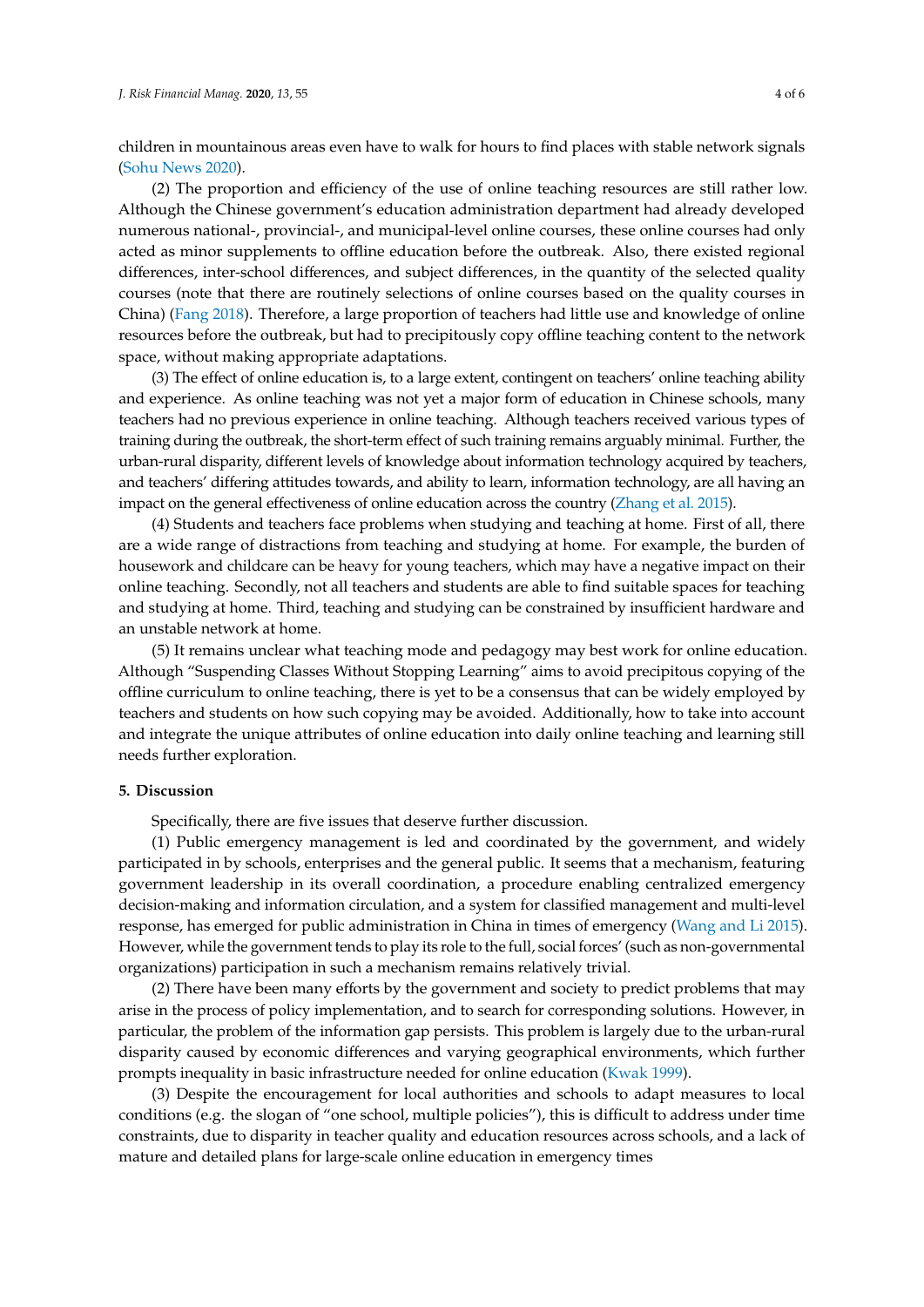children in mountainous areas even have to walk for hours to find places with stable network signals (Sohu News 2020).

(2) The proportion and efficiency of the use of online teaching resources are still rather low. Although the Chinese government's education administration department had already developed numerous national-, provincial-, and municipal-level online courses, these online courses had only acted as minor supplements to offline education before the outbreak. Also, there existed regional differences, inter-school differences, and subject differences, in the quantity of the selected quality courses (note that there are routinely selections of online courses based on the quality courses in China) (Fang 2018). Therefore, a large proportion of teachers had little use and knowledge of online resources before the outbreak, but had to precipitously copy offline teaching content to the network space, without making appropriate adaptations.

(3) The effect of online education is, to a large extent, contingent on teachers' online teaching ability and experience. As online teaching was not yet a major form of education in Chinese schools, many teachers had no previous experience in online teaching. Although teachers received various types of training during the outbreak, the short-term effect of such training remains arguably minimal. Further, the urban-rural disparity, different levels of knowledge about information technology acquired by teachers, and teachers' differing attitudes towards, and ability to learn, information technology, are all having an impact on the general effectiveness of online education across the country (Zhang et al. 2015).

(4) Students and teachers face problems when studying and teaching at home. First of all, there are a wide range of distractions from teaching and studying at home. For example, the burden of housework and childcare can be heavy for young teachers, which may have a negative impact on their online teaching. Secondly, not all teachers and students are able to find suitable spaces for teaching and studying at home. Third, teaching and studying can be constrained by insufficient hardware and an unstable network at home.

(5) It remains unclear what teaching mode and pedagogy may best work for online education. Although "Suspending Classes Without Stopping Learning" aims to avoid precipitous copying of the offline curriculum to online teaching, there is yet to be a consensus that can be widely employed by teachers and students on how such copying may be avoided. Additionally, how to take into account and integrate the unique attributes of online education into daily online teaching and learning still needs further exploration.

## 5. Discussion

Specifically, there are five issues that deserve further discussion.

(1) Public emergency management is led and coordinated by the government, and widely participated in by schools, enterprises and the general public. It seems that a mechanism, featuring government leadership in its overall coordination, a procedure enabling centralized emergency decision-making and information circulation, and a system for classified management and multi-level response, has emerged for public administration in China in times of emergency (Wang and Li 2015). However, while the government tends to play its role to the full, social forces' (such as non-governmental organizations) participation in such a mechanism remains relatively trivial.

(2) There have been many efforts by the government and society to predict problems that may arise in the process of policy implementation, and to search for corresponding solutions. However, in particular, the problem of the information gap persists. This problem is largely due to the urban-rural disparity caused by economic differences and varying geographical environments, which further prompts inequality in basic infrastructure needed for online education (Kwak 1999).

(3) Despite the encouragement for local authorities and schools to adapt measures to local conditions (e.g. the slogan of "one school, multiple policies"), this is difficult to address under time constraints, due to disparity in teacher quality and education resources across schools, and a lack of mature and detailed plans for large-scale online education in emergency times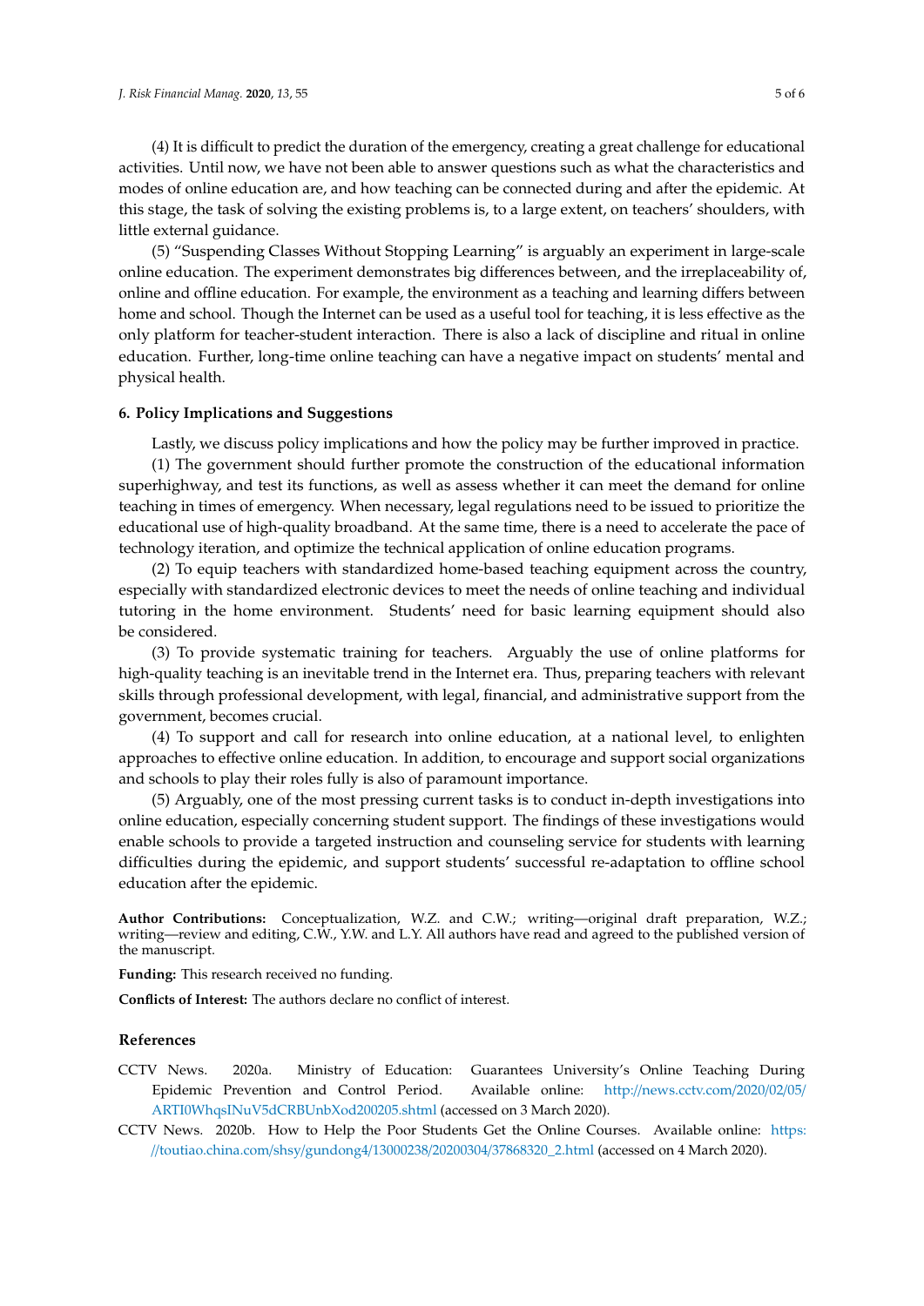(4) It is difficult to predict the duration of the emergency, creating a great challenge for educational activities. Until now, we have not been able to answer questions such as what the characteristics and modes of online education are, and how teaching can be connected during and after the epidemic. At this stage, the task of solving the existing problems is, to a large extent, on teachers' shoulders, with little external guidance.

(5) "Suspending Classes Without Stopping Learning" is arguably an experiment in large-scale online education. The experiment demonstrates big differences between, and the irreplaceability of, online and offline education. For example, the environment as a teaching and learning differs between home and school. Though the Internet can be used as a useful tool for teaching, it is less effective as the only platform for teacher-student interaction. There is also a lack of discipline and ritual in online education. Further, long-time online teaching can have a negative impact on students' mental and physical health.

## 6. Policy Implications and Suggestions

Lastly, we discuss policy implications and how the policy may be further improved in practice.

(1) The government should further promote the construction of the educational information superhighway, and test its functions, as well as assess whether it can meet the demand for online teaching in times of emergency. When necessary, legal regulations need to be issued to prioritize the educational use of high-quality broadband. At the same time, there is a need to accelerate the pace of technology iteration, and optimize the technical application of online education programs.

(2) To equip teachers with standardized home-based teaching equipment across the country, especially with standardized electronic devices to meet the needs of online teaching and individual tutoring in the home environment. Students' need for basic learning equipment should also be considered.

(3) To provide systematic training for teachers. Arguably the use of online platforms for high-quality teaching is an inevitable trend in the Internet era. Thus, preparing teachers with relevant skills through professional development, with legal, financial, and administrative support from the government, becomes crucial.

(4) To support and call for research into online education, at a national level, to enlighten approaches to effective online education. In addition, to encourage and support social organizations and schools to play their roles fully is also of paramount importance.

(5) Arguably, one of the most pressing current tasks is to conduct in-depth investigations into online education, especially concerning student support. The findings of these investigations would enable schools to provide a targeted instruction and counseling service for students with learning difficulties during the epidemic, and support students' successful re-adaptation to offline school education after the epidemic.

**Author Contributions:** Conceptualization, W.Z. and C.W.; writing—original draft preparation, W.Z.; writing—review and editing, C.W., Y.W. and L.Y. All authors have read and agreed to the published version of the manuscript.

**Funding:** This research received no funding.

**Conflicts of Interest:** The authors declare no conflict of interest.

## References

CCTV News. 2020a. Ministry of Education: Guarantees University's Online Teaching During Epidemic Prevention and Control Period. Available online: http://news.cctv.com/2020/02/05/ARTI0WhqsINuV5dCRBUnbXod200205.shtml (accessed on 3 March 2020).

CCTV News. 2020b. How to Help the Poor Students Get the Online Courses. Available online: https://toutiao.china.com/shsy/gundong4/13000238/20200304/37868320_2.html (accessed on 4 March 2020).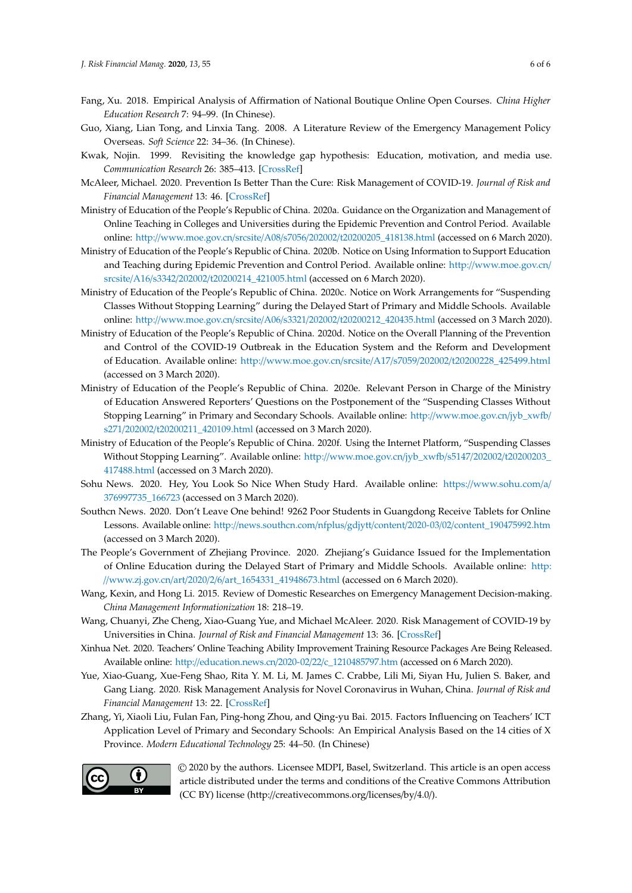Fang, Xu. 2018. Empirical Analysis of Affirmation of National Boutique Online Open Courses. *China Higher Education Research* 7: 94–99. (In Chinese).

Guo, Xiang, Lian Tong, and Linxia Tang. 2008. A Literature Review of the Emergency Management Policy Overseas. *Soft Science* 22: 34–36. (In Chinese).

Kwak, Nojin. 1999. Revisiting the knowledge gap hypothesis: Education, motivation, and media use. *Communication Research* 26: 385–413. [CrossRef]

McAleer, Michael. 2020. Prevention Is Better Than the Cure: Risk Management of COVID-19. *Journal of Risk and Financial Management* 13: 46. [CrossRef]

Ministry of Education of the People's Republic of China. 2020a. Guidance on the Organization and Management of Online Teaching in Colleges and Universities during the Epidemic Prevention and Control Period. Available online: http://www.moe.gov.cn/srcsite/A08/s7056/202002/t20200205_418138.html (accessed on 6 March 2020).

Ministry of Education of the People's Republic of China. 2020b. Notice on Using Information to Support Education and Teaching during Epidemic Prevention and Control Period. Available online: http://www.moe.gov.cn/srcsite/A16/s3342/202002/t20200214_421005.html (accessed on 6 March 2020).

Ministry of Education of the People's Republic of China. 2020c. Notice on Work Arrangements for "Suspending Classes Without Stopping Learning" during the Delayed Start of Primary and Middle Schools. Available online: http://www.moe.gov.cn/srcsite/A06/s3321/202002/t20200212_420435.html (accessed on 3 March 2020).

Ministry of Education of the People's Republic of China. 2020d. Notice on the Overall Planning of the Prevention and Control of the COVID-19 Outbreak in the Education System and the Reform and Development of Education. Available online: http://www.moe.gov.cn/srcsite/A17/s7059/202002/t20200228_425499.html (accessed on 3 March 2020).

Ministry of Education of the People's Republic of China. 2020e. Relevant Person in Charge of the Ministry of Education Answered Reporters' Questions on the Postponement of the "Suspending Classes Without Stopping Learning" in Primary and Secondary Schools. Available online: http://www.moe.gov.cn/jyb_xwfb/s271/202002/t20200211_420109.html (accessed on 3 March 2020).

Ministry of Education of the People's Republic of China. 2020f. Using the Internet Platform, "Suspending Classes Without Stopping Learning". Available online: http://www.moe.gov.cn/jyb_xwfb/s5147/202002/t20200203_417488.html (accessed on 3 March 2020).

Sohu News. 2020. Hey, You Look So Nice When Study Hard. Available online: https://www.sohu.com/a/376997735_166723 (accessed on 3 March 2020).

Southcn News. 2020. Don't Leave One behind! 9262 Poor Students in Guangdong Receive Tablets for Online Lessons. Available online: http://news.southcn.com/nfplus/gdjytt/content/2020-03/02/content_190475992.htm (accessed on 3 March 2020).

The People's Government of Zhejiang Province. 2020. Zhejiang's Guidance Issued for the Implementation of Online Education during the Delayed Start of Primary and Middle Schools. Available online: http://www.zj.gov.cn/art/2020/2/6/art_1654331_41948673.html (accessed on 6 March 2020).

Wang, Kexin, and Hong Li. 2015. Review of Domestic Researches on Emergency Management Decision-making. *China Management Informationization* 18: 218–19.

Wang, Chuanyi, Zhe Cheng, Xiao-Guang Yue, and Michael McAleer. 2020. Risk Management of COVID-19 by Universities in China. *Journal of Risk and Financial Management* 13: 36. [CrossRef]

Xinhua Net. 2020. Teachers' Online Teaching Ability Improvement Training Resource Packages Are Being Released. Available online: http://education.news.cn/2020-02/22/c_1210485797.htm (accessed on 6 March 2020).

Yue, Xiao-Guang, Xue-Feng Shao, Rita Y. M. Li, M. James C. Crabbe, Lili Mi, Siyan Hu, Julien S. Baker, and Gang Liang. 2020. Risk Management Analysis for Novel Coronavirus in Wuhan, China. *Journal of Risk and Financial Management* 13: 22. [CrossRef]

Zhang, Yi, Xiaoli Liu, Fulan Fan, Ping-hong Zhou, and Qing-yu Bai. 2015. Factors Influencing on Teachers' ICT Application Level of Primary and Secondary Schools: An Empirical Analysis Based on the 14 cities of X Province. *Modern Educational Technology* 25: 44–50. (In Chinese)

© 2020 by the authors. Licensee MDPI, Basel, Switzerland. This article is an open access article distributed under the terms and conditions of the Creative Commons Attribution (CC BY) license (http://creativecommons.org/licenses/by/4.0/).